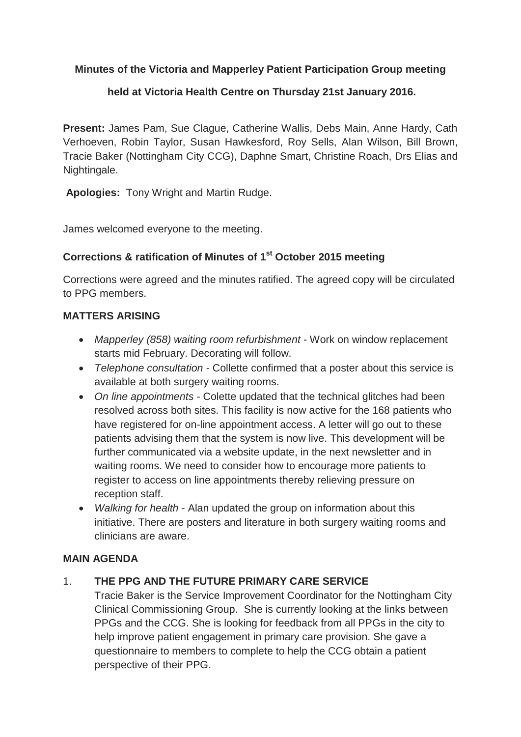**Minutes of the Victoria and Mapperley Patient Participation Group meeting**

**held at Victoria Health Centre on Thursday 21st January 2016.**

**Present:** James Pam, Sue Clague, Catherine Wallis, Debs Main, Anne Hardy, Cath Verhoeven, Robin Taylor, Susan Hawkesford, Roy Sells, Alan Wilson, Bill Brown, Tracie Baker (Nottingham City CCG), Daphne Smart, Christine Roach, Drs Elias and Nightingale.

**Apologies:** Tony Wright and Martin Rudge.

James welcomed everyone to the meeting.

### Corrections & ratification of Minutes of 1st October 2015 meeting

Corrections were agreed and the minutes ratified. The agreed copy will be circulated to PPG members.

### MATTERS ARISING

- *Mapperley (858) waiting room refurbishment* - Work on window replacement starts mid February. Decorating will follow.
- *Telephone consultation* - Collette confirmed that a poster about this service is available at both surgery waiting rooms.
- *On line appointments* - Colette updated that the technical glitches had been resolved across both sites. This facility is now active for the 168 patients who have registered for on-line appointment access. A letter will go out to these patients advising them that the system is now live. This development will be further communicated via a website update, in the next newsletter and in waiting rooms. We need to consider how to encourage more patients to register to access on line appointments thereby relieving pressure on reception staff.
- *Walking for health* - Alan updated the group on information about this initiative. There are posters and literature in both surgery waiting rooms and clinicians are aware.

### MAIN AGENDA

1. **THE PPG AND THE FUTURE PRIMARY CARE SERVICE**

   Tracie Baker is the Service Improvement Coordinator for the Nottingham City Clinical Commissioning Group. She is currently looking at the links between PPGs and the CCG. She is looking for feedback from all PPGs in the city to help improve patient engagement in primary care provision. She gave a questionnaire to members to complete to help the CCG obtain a patient perspective of their PPG.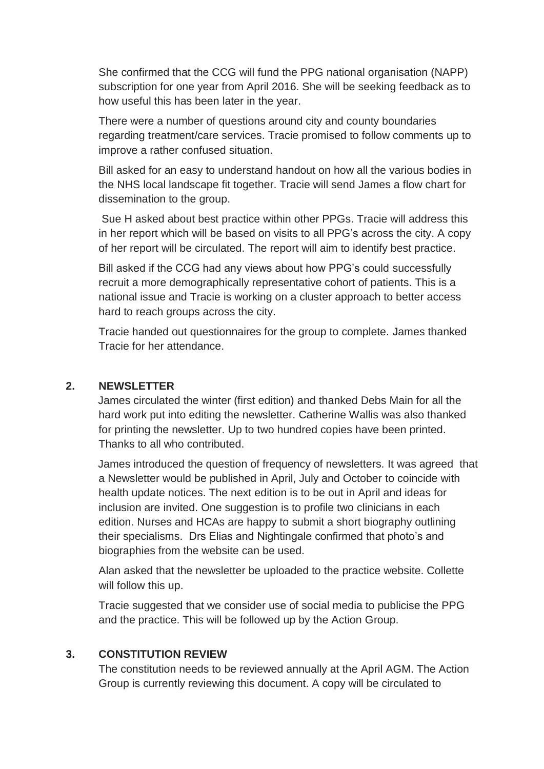She confirmed that the CCG will fund the PPG national organisation (NAPP) subscription for one year from April 2016. She will be seeking feedback as to how useful this has been later in the year.

There were a number of questions around city and county boundaries regarding treatment/care services. Tracie promised to follow comments up to improve a rather confused situation.

Bill asked for an easy to understand handout on how all the various bodies in the NHS local landscape fit together. Tracie will send James a flow chart for dissemination to the group.

Sue H asked about best practice within other PPGs. Tracie will address this in her report which will be based on visits to all PPG's across the city. A copy of her report will be circulated. The report will aim to identify best practice.

Bill asked if the CCG had any views about how PPG's could successfully recruit a more demographically representative cohort of patients. This is a national issue and Tracie is working on a cluster approach to better access hard to reach groups across the city.

Tracie handed out questionnaires for the group to complete. James thanked Tracie for her attendance.

## 2. NEWSLETTER

James circulated the winter (first edition) and thanked Debs Main for all the hard work put into editing the newsletter. Catherine Wallis was also thanked for printing the newsletter. Up to two hundred copies have been printed. Thanks to all who contributed.

James introduced the question of frequency of newsletters. It was agreed that a Newsletter would be published in April, July and October to coincide with health update notices. The next edition is to be out in April and ideas for inclusion are invited. One suggestion is to profile two clinicians in each edition. Nurses and HCAs are happy to submit a short biography outlining their specialisms. Drs Elias and Nightingale confirmed that photo's and biographies from the website can be used.

Alan asked that the newsletter be uploaded to the practice website. Collette will follow this up.

Tracie suggested that we consider use of social media to publicise the PPG and the practice. This will be followed up by the Action Group.

## 3. CONSTITUTION REVIEW

The constitution needs to be reviewed annually at the April AGM. The Action Group is currently reviewing this document. A copy will be circulated to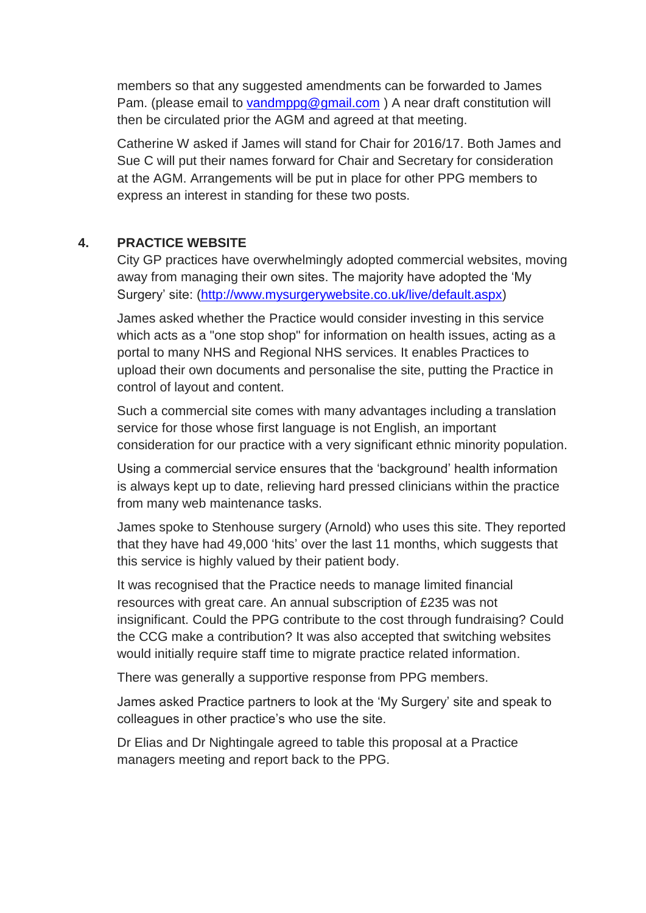members so that any suggested amendments can be forwarded to James Pam. (please email to [vandmppg@gmail.com](mailto:vandmppg@gmail.com) ) A near draft constitution will then be circulated prior the AGM and agreed at that meeting.

Catherine W asked if James will stand for Chair for 2016/17. Both James and Sue C will put their names forward for Chair and Secretary for consideration at the AGM. Arrangements will be put in place for other PPG members to express an interest in standing for these two posts.

## 4. PRACTICE WEBSITE

City GP practices have overwhelmingly adopted commercial websites, moving away from managing their own sites. The majority have adopted the 'My Surgery' site: ([http://www.mysurgerywebsite.co.uk/live/default.aspx](http://www.mysurgerywebsite.co.uk/live/default.aspx))

James asked whether the Practice would consider investing in this service which acts as a "one stop shop" for information on health issues, acting as a portal to many NHS and Regional NHS services. It enables Practices to upload their own documents and personalise the site, putting the Practice in control of layout and content.

Such a commercial site comes with many advantages including a translation service for those whose first language is not English, an important consideration for our practice with a very significant ethnic minority population.

Using a commercial service ensures that the 'background' health information is always kept up to date, relieving hard pressed clinicians within the practice from many web maintenance tasks.

James spoke to Stenhouse surgery (Arnold) who uses this site. They reported that they have had 49,000 'hits' over the last 11 months, which suggests that this service is highly valued by their patient body.

It was recognised that the Practice needs to manage limited financial resources with great care. An annual subscription of £235 was not insignificant. Could the PPG contribute to the cost through fundraising? Could the CCG make a contribution? It was also accepted that switching websites would initially require staff time to migrate practice related information.

There was generally a supportive response from PPG members.

James asked Practice partners to look at the 'My Surgery' site and speak to colleagues in other practice's who use the site.

Dr Elias and Dr Nightingale agreed to table this proposal at a Practice managers meeting and report back to the PPG.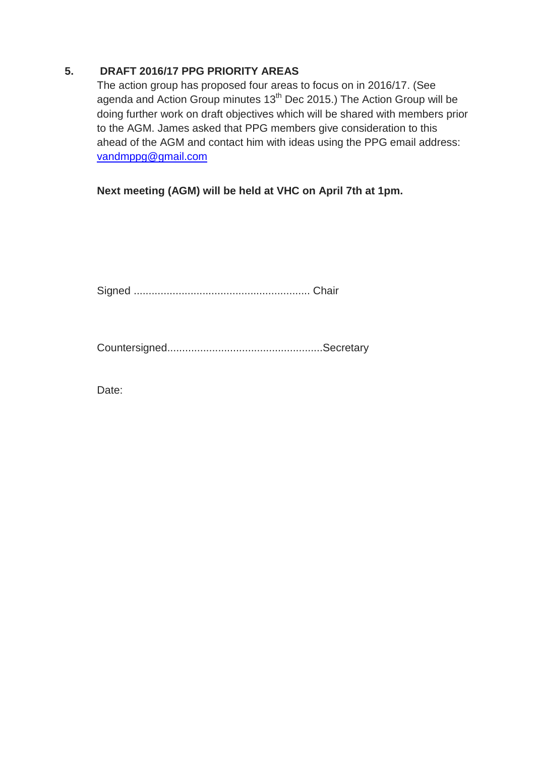## 5. DRAFT 2016/17 PPG PRIORITY AREAS

The action group has proposed four areas to focus on in 2016/17. (See agenda and Action Group minutes 13th Dec 2015.) The Action Group will be doing further work on draft objectives which will be shared with members prior to the AGM. James asked that PPG members give consideration to this ahead of the AGM and contact him with ideas using the PPG email address: vandmppg@gmail.com

**Next meeting (AGM) will be held at VHC on April 7th at 1pm.**

Signed .......................................................... Chair

Countersigned...................................................Secretary

Date: